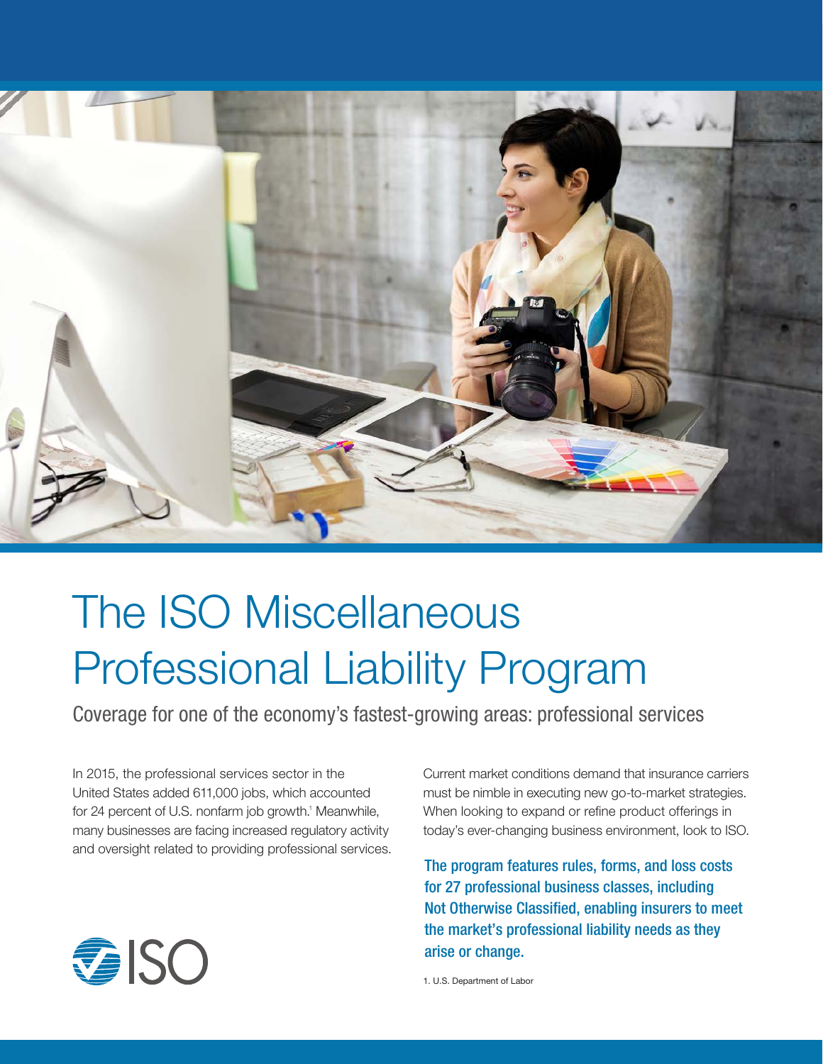# The ISO Miscellaneous Professional Liability Program

## Coverage for one of the economy's fastest-growing areas: professional services

In 2015, the professional services sector in the United States added 611,000 jobs, which accounted for 24 percent of U.S. nonfarm job growth.[1] Meanwhile, many businesses are facing increased regulatory activity and oversight related to providing professional services.

Current market conditions demand that insurance carriers must be nimble in executing new go-to-market strategies. When looking to expand or refine product offerings in today's ever-changing business environment, look to ISO.

**The program features rules, forms, and loss costs for 27 professional business classes, including Not Otherwise Classified, enabling insurers to meet the market's professional liability needs as they arise or change.**

1. U.S. Department of Labor

ISO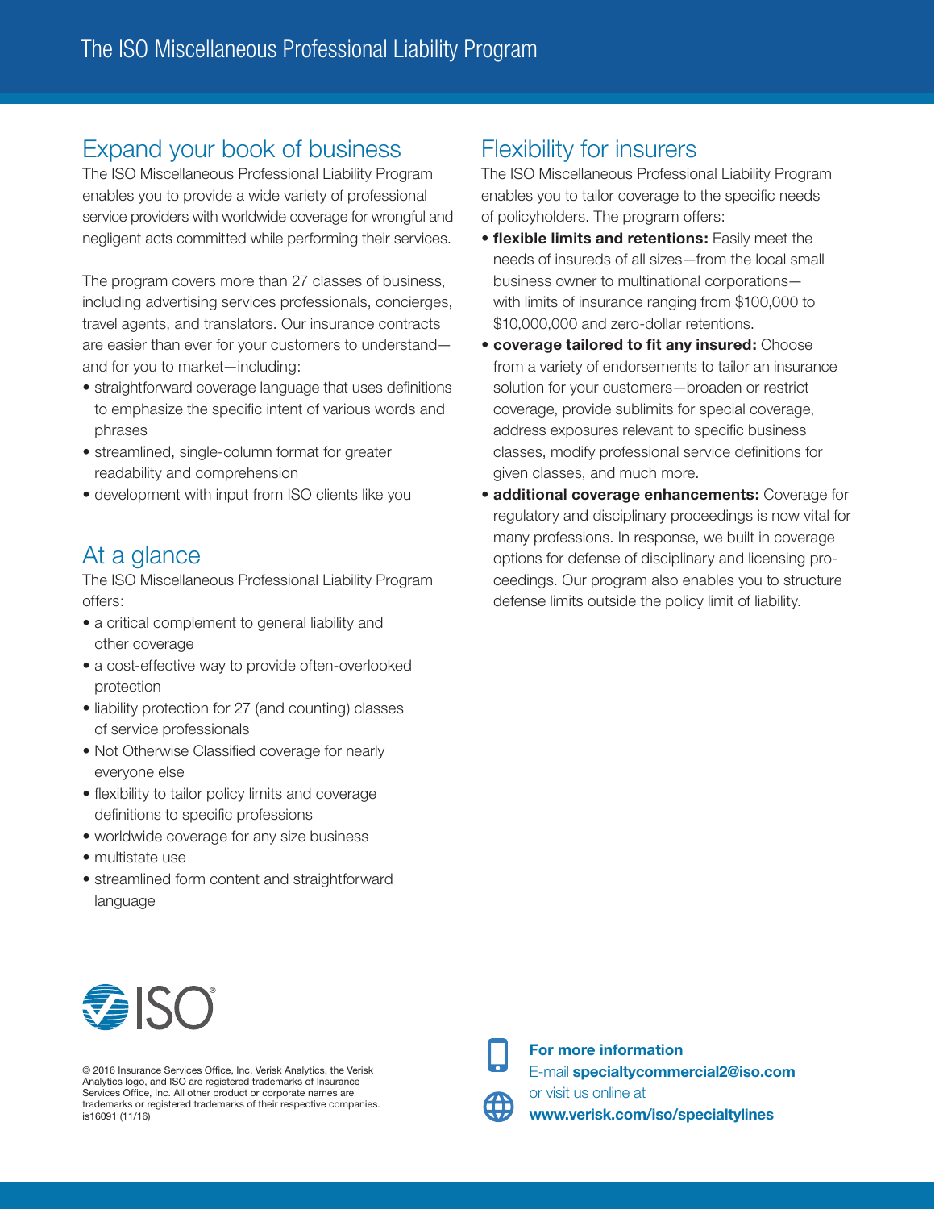# The ISO Miscellaneous Professional Liability Program

## Expand your book of business

The ISO Miscellaneous Professional Liability Program enables you to provide a wide variety of professional service providers with worldwide coverage for wrongful and negligent acts committed while performing their services.

The program covers more than 27 classes of business, including advertising services professionals, concierges, travel agents, and translators. Our insurance contracts are easier than ever for your customers to understand—and for you to market—including:

- straightforward coverage language that uses definitions to emphasize the specific intent of various words and phrases
- streamlined, single-column format for greater readability and comprehension
- development with input from ISO clients like you

## At a glance

The ISO Miscellaneous Professional Liability Program offers:

- a critical complement to general liability and other coverage
- a cost-effective way to provide often-overlooked protection
- liability protection for 27 (and counting) classes of service professionals
- Not Otherwise Classified coverage for nearly everyone else
- flexibility to tailor policy limits and coverage definitions to specific professions
- worldwide coverage for any size business
- multistate use
- streamlined form content and straightforward language

## Flexibility for insurers

The ISO Miscellaneous Professional Liability Program enables you to tailor coverage to the specific needs of policyholders. The program offers:

- **flexible limits and retentions:** Easily meet the needs of insureds of all sizes—from the local small business owner to multinational corporations—with limits of insurance ranging from $100,000 to $10,000,000 and zero-dollar retentions.
- **coverage tailored to fit any insured:** Choose from a variety of endorsements to tailor an insurance solution for your customers—broaden or restrict coverage, provide sublimits for special coverage, address exposures relevant to specific business classes, modify professional service definitions for given classes, and much more.
- **additional coverage enhancements:** Coverage for regulatory and disciplinary proceedings is now vital for many professions. In response, we built in coverage options for defense of disciplinary and licensing proceedings. Our program also enables you to structure defense limits outside the policy limit of liability.

ISO®

© 2016 Insurance Services Office, Inc. Verisk Analytics, the Verisk Analytics logo, and ISO are registered trademarks of Insurance Services Office, Inc. All other product or corporate names are trademarks or registered trademarks of their respective companies.
is16091 (11/16)

**For more information**
E-mail **specialtycommercial2@iso.com**
or visit us online at
**www.verisk.com/iso/specialtylines**